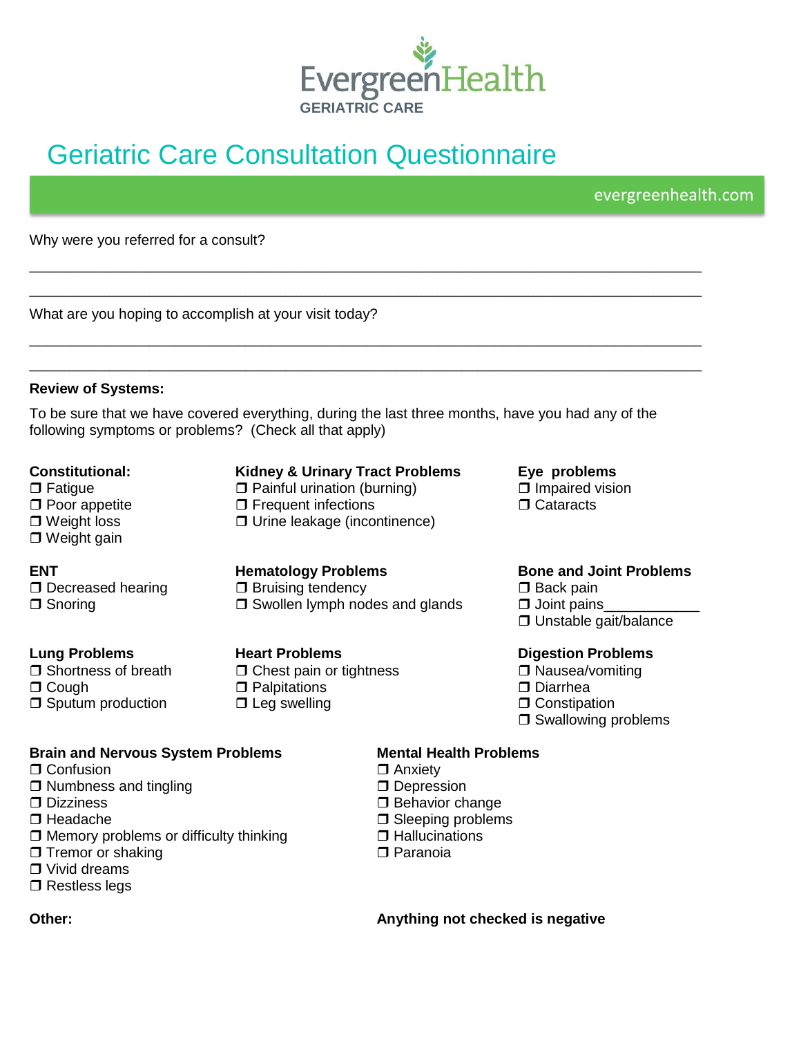EvergreenHealth
GERIATRIC CARE

# Geriatric Care Consultation Questionnaire

evergreenhealth.com

Why were you referred for a consult?

_______________________________________________________________________________

_______________________________________________________________________________

What are you hoping to accomplish at your visit today?

_______________________________________________________________________________

_______________________________________________________________________________

**Review of Systems:**

To be sure that we have covered everything, during the last three months, have you had any of the following symptoms or problems? (Check all that apply)

**Constitutional:**
- ❒ Fatigue
- ❒ Poor appetite
- ❒ Weight loss
- ❒ Weight gain

**Kidney & Urinary Tract Problems**
- ❒ Painful urination (burning)
- ❒ Frequent infections
- ❒ Urine leakage (incontinence)

**Eye problems**
- ❒ Impaired vision
- ❒ Cataracts

**ENT**
- ❒ Decreased hearing
- ❒ Snoring

**Hematology Problems**
- ❒ Bruising tendency
- ❒ Swollen lymph nodes and glands

**Bone and Joint Problems**
- ❒ Back pain
- ❒ Joint pains____________
- ❒ Unstable gait/balance

**Lung Problems**
- ❒ Shortness of breath
- ❒ Cough
- ❒ Sputum production

**Heart Problems**
- ❒ Chest pain or tightness
- ❒ Palpitations
- ❒ Leg swelling

**Digestion Problems**
- ❒ Nausea/vomiting
- ❒ Diarrhea
- ❒ Constipation
- ❒ Swallowing problems

**Brain and Nervous System Problems**
- ❒ Confusion
- ❒ Numbness and tingling
- ❒ Dizziness
- ❒ Headache
- ❒ Memory problems or difficulty thinking
- ❒ Tremor or shaking
- ❒ Vivid dreams
- ❒ Restless legs

**Mental Health Problems**
- ❒ Anxiety
- ❒ Depression
- ❒ Behavior change
- ❒ Sleeping problems
- ❒ Hallucinations
- ❒ Paranoia

**Other:**

**Anything not checked is negative**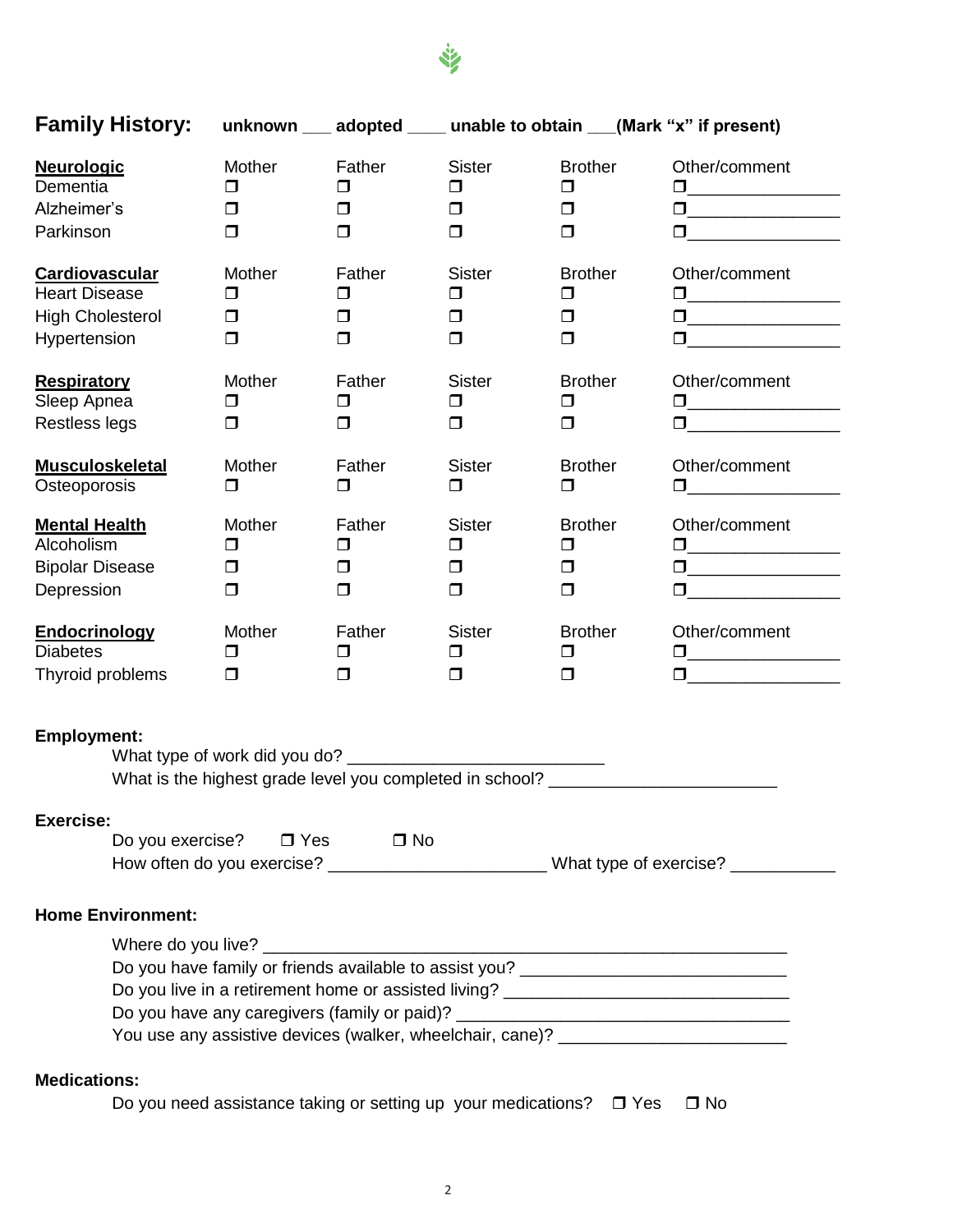## Family History: unknown ___ adopted ____ unable to obtain ___(Mark "x" if present)

| Neurologic | Mother | Father | Sister | Brother | Other/comment |
|---|---|---|---|---|---|
| Dementia | ❒ | ❒ | ❒ | ❒ | ❒________________ |
| Alzheimer's | ❒ | ❒ | ❒ | ❒ | ❒________________ |
| Parkinson | ❒ | ❒ | ❒ | ❒ | ❒________________ |

| Cardiovascular | Mother | Father | Sister | Brother | Other/comment |
|---|---|---|---|---|---|
| Heart Disease | ❒ | ❒ | ❒ | ❒ | ❒________________ |
| High Cholesterol | ❒ | ❒ | ❒ | ❒ | ❒________________ |
| Hypertension | ❒ | ❒ | ❒ | ❒ | ❒________________ |

| Respiratory | Mother | Father | Sister | Brother | Other/comment |
|---|---|---|---|---|---|
| Sleep Apnea | ❒ | ❒ | ❒ | ❒ | ❒________________ |
| Restless legs | ❒ | ❒ | ❒ | ❒ | ❒________________ |

| Musculoskeletal | Mother | Father | Sister | Brother | Other/comment |
|---|---|---|---|---|---|
| Osteoporosis | ❒ | ❒ | ❒ | ❒ | ❒________________ |

| Mental Health | Mother | Father | Sister | Brother | Other/comment |
|---|---|---|---|---|---|
| Alcoholism | ❒ | ❒ | ❒ | ❒ | ❒________________ |
| Bipolar Disease | ❒ | ❒ | ❒ | ❒ | ❒________________ |
| Depression | ❒ | ❒ | ❒ | ❒ | ❒________________ |

| Endocrinology | Mother | Father | Sister | Brother | Other/comment |
|---|---|---|---|---|---|
| Diabetes | ❒ | ❒ | ❒ | ❒ | ❒________________ |
| Thyroid problems | ❒ | ❒ | ❒ | ❒ | ❒________________ |

**Employment:**

What type of work did you do? ___________________________

What is the highest grade level you completed in school? ________________________

**Exercise:**

Do you exercise? ❒ Yes ❒ No

How often do you exercise? _______________________ What type of exercise? ___________

**Home Environment:**

Where do you live? _______________________________________________________

Do you have family or friends available to assist you? ____________________________

Do you live in a retirement home or assisted living? ______________________________

Do you have any caregivers (family or paid)? ___________________________________

You use any assistive devices (walker, wheelchair, cane)? ________________________

**Medications:**

Do you need assistance taking or setting up your medications? ❒ Yes ❒ No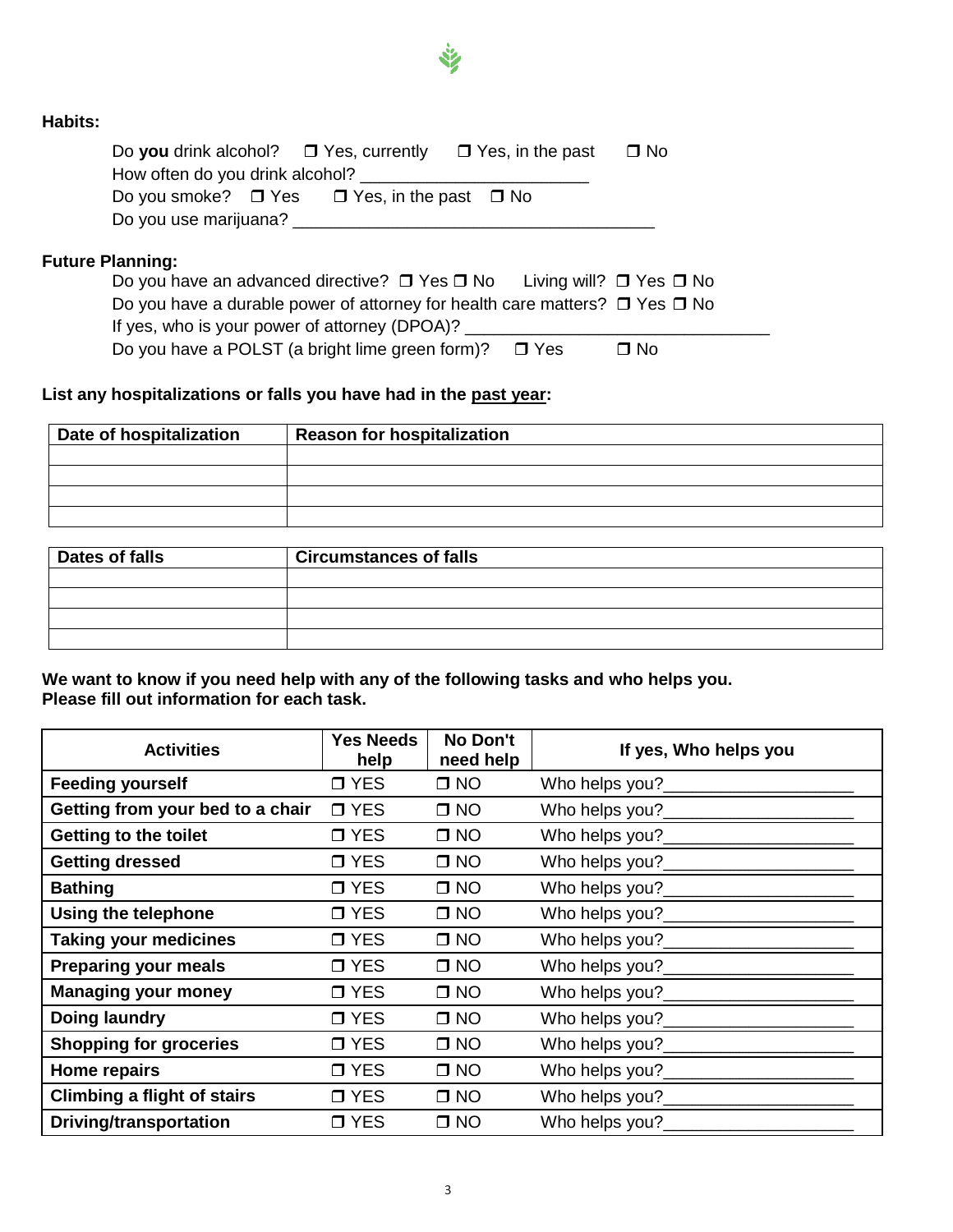**Habits:**

Do **you** drink alcohol? ❒ Yes, currently ❒ Yes, in the past ❒ No
How often do you drink alcohol? ________________________
Do you smoke? ❒ Yes ❒ Yes, in the past ❒ No
Do you use marijuana? ______________________________________

**Future Planning:**

Do you have an advanced directive? ❒ Yes ❒ No Living will? ❒ Yes ❒ No
Do you have a durable power of attorney for health care matters? ❒ Yes ❒ No
If yes, who is your power of attorney (DPOA)? ________________________________
Do you have a POLST (a bright lime green form)? ❒ Yes ❒ No

**List any hospitalizations or falls you have had in the past year:**

| Date of hospitalization | Reason for hospitalization |
|---|---|
| | |
| | |
| | |
| | |

| Dates of falls | Circumstances of falls |
|---|---|
| | |
| | |
| | |
| | |

**We want to know if you need help with any of the following tasks and who helps you.**
**Please fill out information for each task.**

| Activities | Yes Needs help | No Don't need help | If yes, Who helps you |
|---|---|---|---|
| **Feeding yourself** | ❒ YES | ❒ NO | Who helps you?____________________ |
| **Getting from your bed to a chair** | ❒ YES | ❒ NO | Who helps you?____________________ |
| **Getting to the toilet** | ❒ YES | ❒ NO | Who helps you?____________________ |
| **Getting dressed** | ❒ YES | ❒ NO | Who helps you?____________________ |
| **Bathing** | ❒ YES | ❒ NO | Who helps you?____________________ |
| **Using the telephone** | ❒ YES | ❒ NO | Who helps you?____________________ |
| **Taking your medicines** | ❒ YES | ❒ NO | Who helps you?____________________ |
| **Preparing your meals** | ❒ YES | ❒ NO | Who helps you?____________________ |
| **Managing your money** | ❒ YES | ❒ NO | Who helps you?____________________ |
| **Doing laundry** | ❒ YES | ❒ NO | Who helps you?____________________ |
| **Shopping for groceries** | ❒ YES | ❒ NO | Who helps you?____________________ |
| **Home repairs** | ❒ YES | ❒ NO | Who helps you?____________________ |
| **Climbing a flight of stairs** | ❒ YES | ❒ NO | Who helps you?____________________ |
| **Driving/transportation** | ❒ YES | ❒ NO | Who helps you?____________________ |